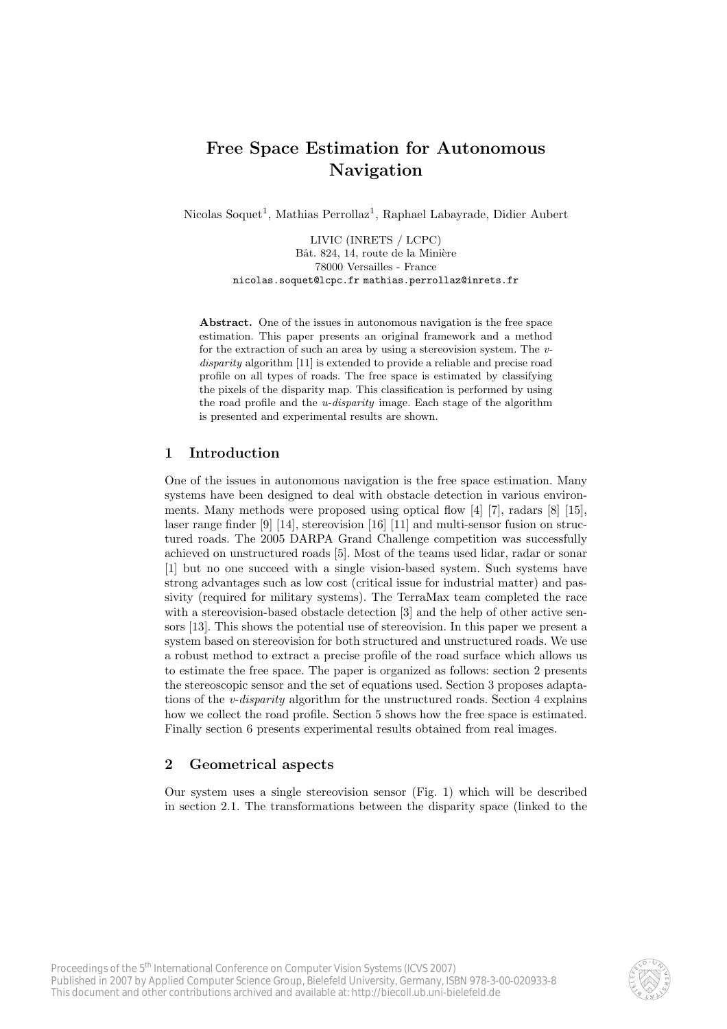# Free Space Estimation for Autonomous Navigation

Nicolas Soquet[1], Mathias Perrollaz[1], Raphael Labayrade, Didier Aubert

LIVIC (INRETS / LCPC)
Bât. 824, 14, route de la Minière
78000 Versailles - France
nicolas.soquet@lcpc.fr mathias.perrollaz@inrets.fr

**Abstract.** One of the issues in autonomous navigation is the free space estimation. This paper presents an original framework and a method for the extraction of such an area by using a stereovision system. The *v-disparity* algorithm [11] is extended to provide a reliable and precise road profile on all types of roads. The free space is estimated by classifying the pixels of the disparity map. This classification is performed by using the road profile and the *u-disparity* image. Each stage of the algorithm is presented and experimental results are shown.

## 1 Introduction

One of the issues in autonomous navigation is the free space estimation. Many systems have been designed to deal with obstacle detection in various environments. Many methods were proposed using optical flow [4] [7], radars [8] [15], laser range finder [9] [14], stereovision [16] [11] and multi-sensor fusion on structured roads. The 2005 DARPA Grand Challenge competition was successfully achieved on unstructured roads [5]. Most of the teams used lidar, radar or sonar [1] but no one succeed with a single vision-based system. Such systems have strong advantages such as low cost (critical issue for industrial matter) and passivity (required for military systems). The TerraMax team completed the race with a stereovision-based obstacle detection [3] and the help of other active sensors [13]. This shows the potential use of stereovision. In this paper we present a system based on stereovision for both structured and unstructured roads. We use a robust method to extract a precise profile of the road surface which allows us to estimate the free space. The paper is organized as follows: section 2 presents the stereoscopic sensor and the set of equations used. Section 3 proposes adaptations of the *v-disparity* algorithm for the unstructured roads. Section 4 explains how we collect the road profile. Section 5 shows how the free space is estimated. Finally section 6 presents experimental results obtained from real images.

## 2 Geometrical aspects

Our system uses a single stereovision sensor (Fig. 1) which will be described in section 2.1. The transformations between the disparity space (linked to the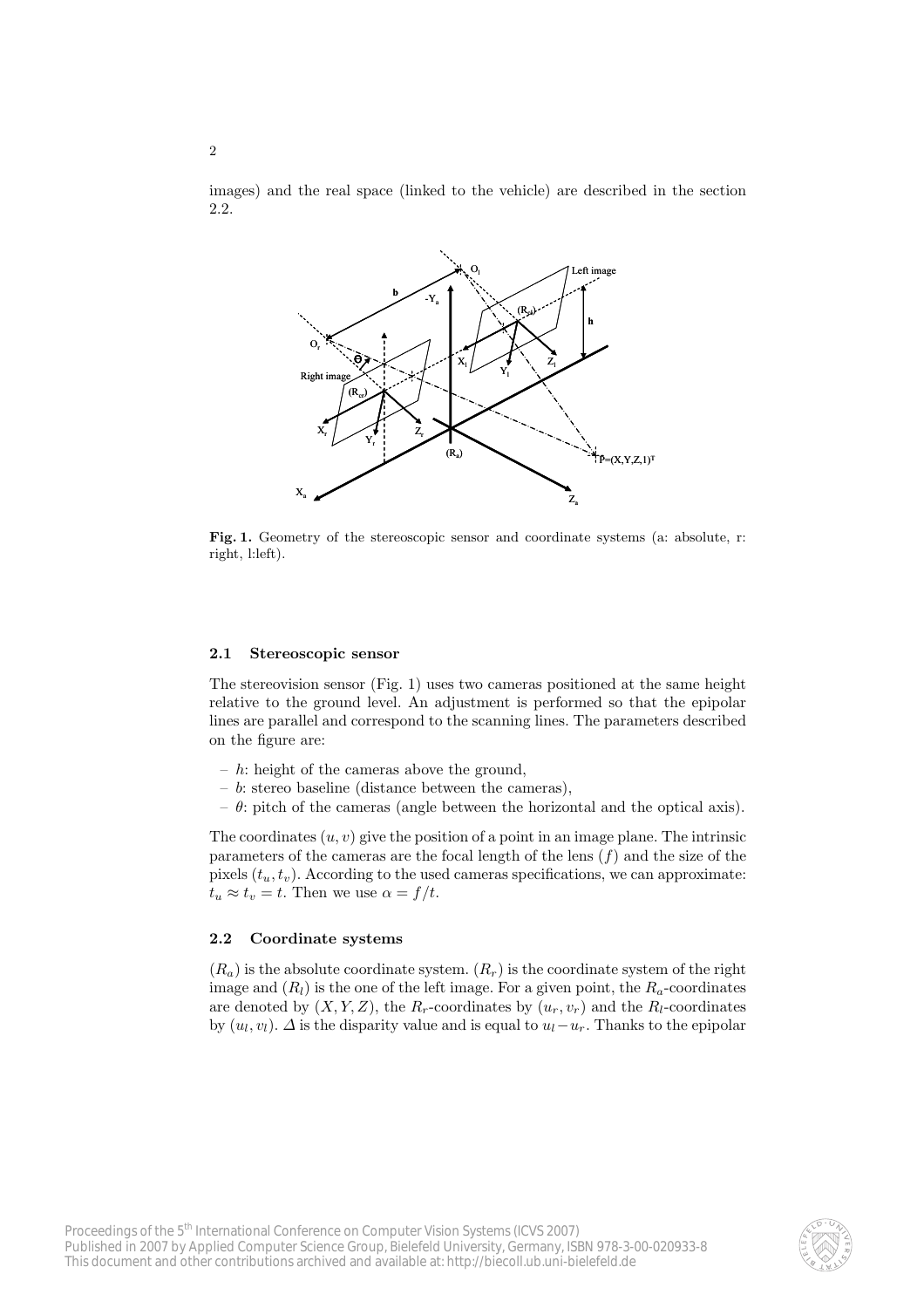images) and the real space (linked to the vehicle) are described in the section 2.2.

**Fig. 1.** Geometry of the stereoscopic sensor and coordinate systems (a: absolute, r: right, l:left).

### 2.1 Stereoscopic sensor

The stereovision sensor (Fig. 1) uses two cameras positioned at the same height relative to the ground level. An adjustment is performed so that the epipolar lines are parallel and correspond to the scanning lines. The parameters described on the figure are:

- $h$: height of the cameras above the ground,
- $b$: stereo baseline (distance between the cameras),
- $\theta$: pitch of the cameras (angle between the horizontal and the optical axis).

The coordinates $(u, v)$ give the position of a point in an image plane. The intrinsic parameters of the cameras are the focal length of the lens $(f)$ and the size of the pixels $(t_u, t_v)$. According to the used cameras specifications, we can approximate: $t_u \approx t_v = t$. Then we use $\alpha = f/t$.

### 2.2 Coordinate systems

$(R_a)$ is the absolute coordinate system. $(R_r)$ is the coordinate system of the right image and $(R_l)$ is the one of the left image. For a given point, the $R_a$-coordinates are denoted by $(X, Y, Z)$, the $R_r$-coordinates by $(u_r, v_r)$ and the $R_l$-coordinates by $(u_l, v_l)$. $\Delta$ is the disparity value and is equal to $u_l - u_r$. Thanks to the epipolar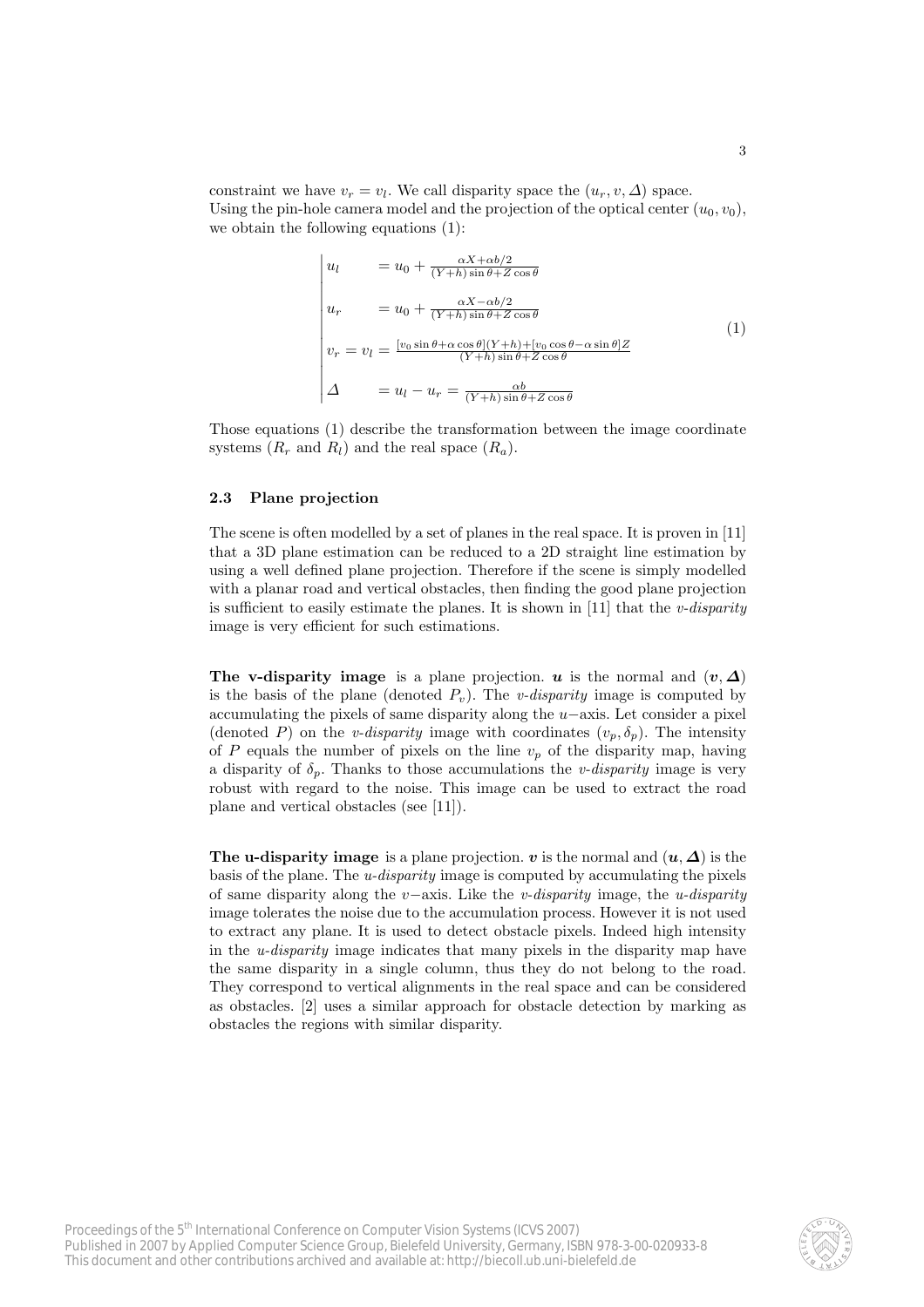constraint we have $v_r = v_l$. We call disparity space the $(u_r, v, \Delta)$ space.
Using the pin-hole camera model and the projection of the optical center $(u_0, v_0)$, we obtain the following equations (1):

$$
\left|
\begin{array}{ll}
u_l & = u_0 + \frac{\alpha X + \alpha b/2}{(Y+h)\sin\theta + Z\cos\theta} \\
u_r & = u_0 + \frac{\alpha X - \alpha b/2}{(Y+h)\sin\theta + Z\cos\theta} \\
v_r = v_l & = \frac{[v_0 \sin\theta + \alpha\cos\theta](Y+h) + [v_0\cos\theta - \alpha\sin\theta]Z}{(Y+h)\sin\theta + Z\cos\theta} \\
\Delta & = u_l - u_r = \frac{\alpha b}{(Y+h)\sin\theta + Z\cos\theta}
\end{array}
\right.
\tag{1}
$$

Those equations (1) describe the transformation between the image coordinate systems ($R_r$ and $R_l$) and the real space ($R_a$).

### 2.3 Plane projection

The scene is often modelled by a set of planes in the real space. It is proven in [11] that a 3D plane estimation can be reduced to a 2D straight line estimation by using a well defined plane projection. Therefore if the scene is simply modelled with a planar road and vertical obstacles, then finding the good plane projection is sufficient to easily estimate the planes. It is shown in [11] that the *v-disparity* image is very efficient for such estimations.

**The v-disparity image** is a plane projection. $\boldsymbol{u}$ is the normal and $(\boldsymbol{v}, \boldsymbol{\Delta})$ is the basis of the plane (denoted $P_v$). The *v-disparity* image is computed by accumulating the pixels of same disparity along the $u-$axis. Let consider a pixel (denoted $P$) on the *v-disparity* image with coordinates $(v_p, \delta_p)$. The intensity of $P$ equals the number of pixels on the line $v_p$ of the disparity map, having a disparity of $\delta_p$. Thanks to those accumulations the *v-disparity* image is very robust with regard to the noise. This image can be used to extract the road plane and vertical obstacles (see [11]).

**The u-disparity image** is a plane projection. $\boldsymbol{v}$ is the normal and $(\boldsymbol{u}, \boldsymbol{\Delta})$ is the basis of the plane. The *u-disparity* image is computed by accumulating the pixels of same disparity along the $v-$axis. Like the *v-disparity* image, the *u-disparity* image tolerates the noise due to the accumulation process. However it is not used to extract any plane. It is used to detect obstacle pixels. Indeed high intensity in the *u-disparity* image indicates that many pixels in the disparity map have the same disparity in a single column, thus they do not belong to the road. They correspond to vertical alignments in the real space and can be considered as obstacles. [2] uses a similar approach for obstacle detection by marking as obstacles the regions with similar disparity.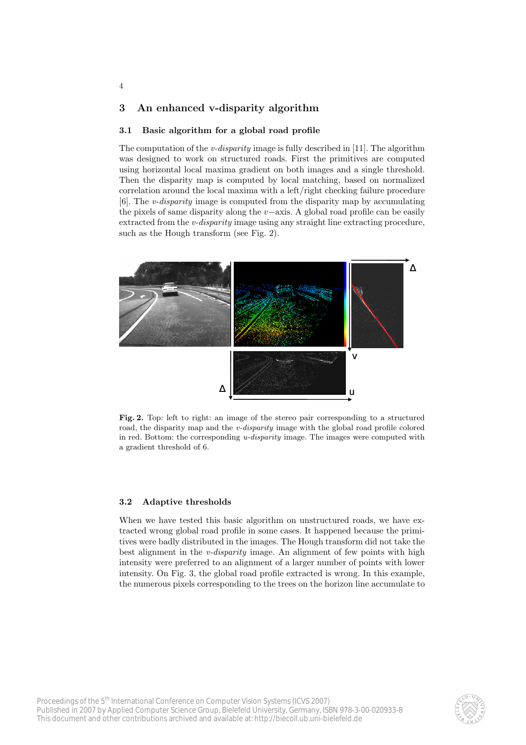## 3 An enhanced v-disparity algorithm

### 3.1 Basic algorithm for a global road profile

The computation of the *v-disparity* image is fully described in [11]. The algorithm was designed to work on structured roads. First the primitives are computed using horizontal local maxima gradient on both images and a single threshold. Then the disparity map is computed by local matching, based on normalized correlation around the local maxima with a left/right checking failure procedure [6]. The *v-disparity* image is computed from the disparity map by accumulating the pixels of same disparity along the $v-$axis. A global road profile can be easily extracted from the *v-disparity* image using any straight line extracting procedure, such as the Hough transform (see Fig. 2).

**Fig. 2.** Top: left to right: an image of the stereo pair corresponding to a structured road, the disparity map and the *v-disparity* image with the global road profile colored in red. Bottom: the corresponding *u-disparity* image. The images were computed with a gradient threshold of 6.

### 3.2 Adaptive thresholds

When we have tested this basic algorithm on unstructured roads, we have extracted wrong global road profile in some cases. It happened because the primitives were badly distributed in the images. The Hough transform did not take the best alignment in the *v-disparity* image. An alignment of few points with high intensity were preferred to an alignment of a larger number of points with lower intensity. On Fig. 3, the global road profile extracted is wrong. In this example, the numerous pixels corresponding to the trees on the horizon line accumulate to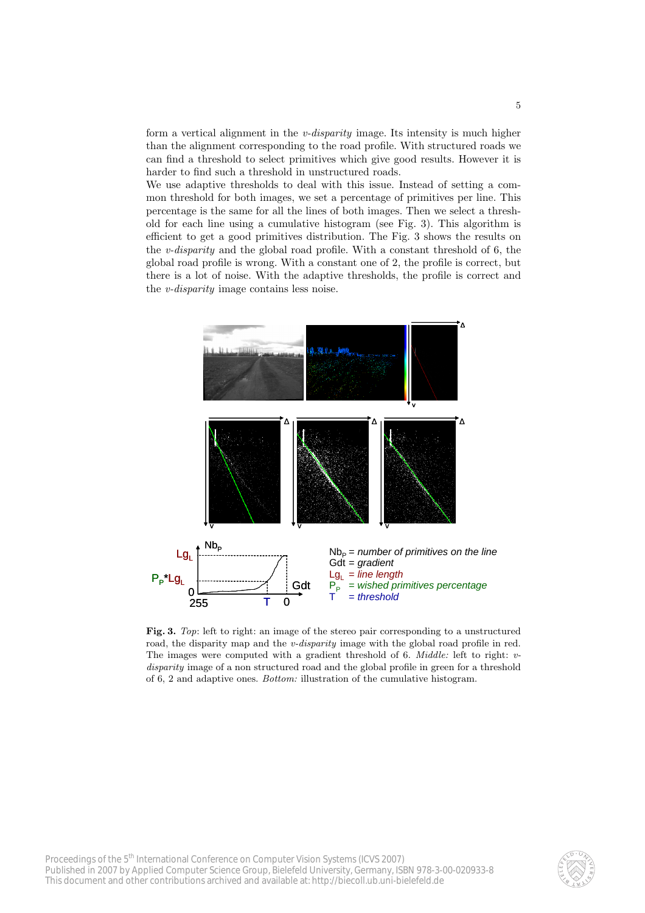form a vertical alignment in the *v-disparity* image. Its intensity is much higher than the alignment corresponding to the road profile. With structured roads we can find a threshold to select primitives which give good results. However it is harder to find such a threshold in unstructured roads.
We use adaptive thresholds to deal with this issue. Instead of setting a common threshold for both images, we set a percentage of primitives per line. This percentage is the same for all the lines of both images. Then we select a threshold for each line using a cumulative histogram (see Fig. 3). This algorithm is efficient to get a good primitives distribution. The Fig. 3 shows the results on the *v-disparity* and the global road profile. With a constant threshold of 6, the global road profile is wrong. With a constant one of 2, the profile is correct, but there is a lot of noise. With the adaptive thresholds, the profile is correct and the *v-disparity* image contains less noise.

**Fig. 3.** *Top*: left to right: an image of the stereo pair corresponding to a unstructured road, the disparity map and the *v-disparity* image with the global road profile in red. The images were computed with a gradient threshold of 6. *Middle:* left to right: *v-disparity* image of a non structured road and the global profile in green for a threshold of 6, 2 and adaptive ones. *Bottom:* illustration of the cumulative histogram.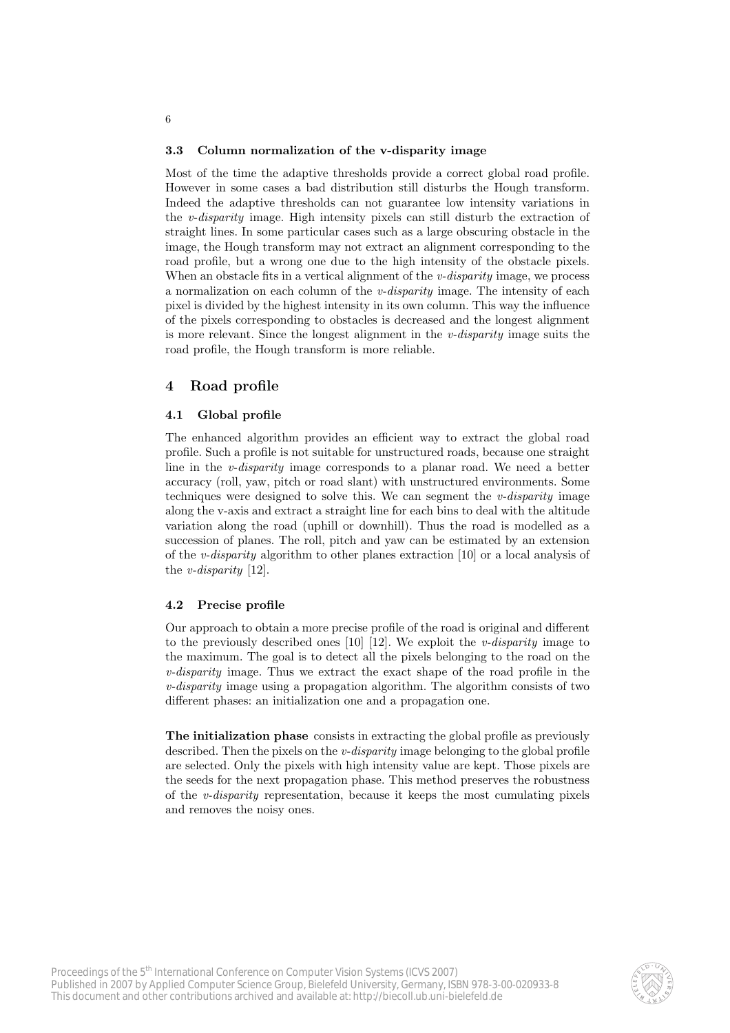### 3.3 Column normalization of the v-disparity image

Most of the time the adaptive thresholds provide a correct global road profile. However in some cases a bad distribution still disturbs the Hough transform. Indeed the adaptive thresholds can not guarantee low intensity variations in the *v-disparity* image. High intensity pixels can still disturb the extraction of straight lines. In some particular cases such as a large obscuring obstacle in the image, the Hough transform may not extract an alignment corresponding to the road profile, but a wrong one due to the high intensity of the obstacle pixels. When an obstacle fits in a vertical alignment of the *v-disparity* image, we process a normalization on each column of the *v-disparity* image. The intensity of each pixel is divided by the highest intensity in its own column. This way the influence of the pixels corresponding to obstacles is decreased and the longest alignment is more relevant. Since the longest alignment in the *v-disparity* image suits the road profile, the Hough transform is more reliable.

## 4 Road profile

### 4.1 Global profile

The enhanced algorithm provides an efficient way to extract the global road profile. Such a profile is not suitable for unstructured roads, because one straight line in the *v-disparity* image corresponds to a planar road. We need a better accuracy (roll, yaw, pitch or road slant) with unstructured environments. Some techniques were designed to solve this. We can segment the *v-disparity* image along the v-axis and extract a straight line for each bins to deal with the altitude variation along the road (uphill or downhill). Thus the road is modelled as a succession of planes. The roll, pitch and yaw can be estimated by an extension of the *v-disparity* algorithm to other planes extraction [10] or a local analysis of the *v-disparity* [12].

### 4.2 Precise profile

Our approach to obtain a more precise profile of the road is original and different to the previously described ones [10] [12]. We exploit the *v-disparity* image to the maximum. The goal is to detect all the pixels belonging to the road on the *v-disparity* image. Thus we extract the exact shape of the road profile in the *v-disparity* image using a propagation algorithm. The algorithm consists of two different phases: an initialization one and a propagation one.

**The initialization phase** consists in extracting the global profile as previously described. Then the pixels on the *v-disparity* image belonging to the global profile are selected. Only the pixels with high intensity value are kept. Those pixels are the seeds for the next propagation phase. This method preserves the robustness of the *v-disparity* representation, because it keeps the most cumulating pixels and removes the noisy ones.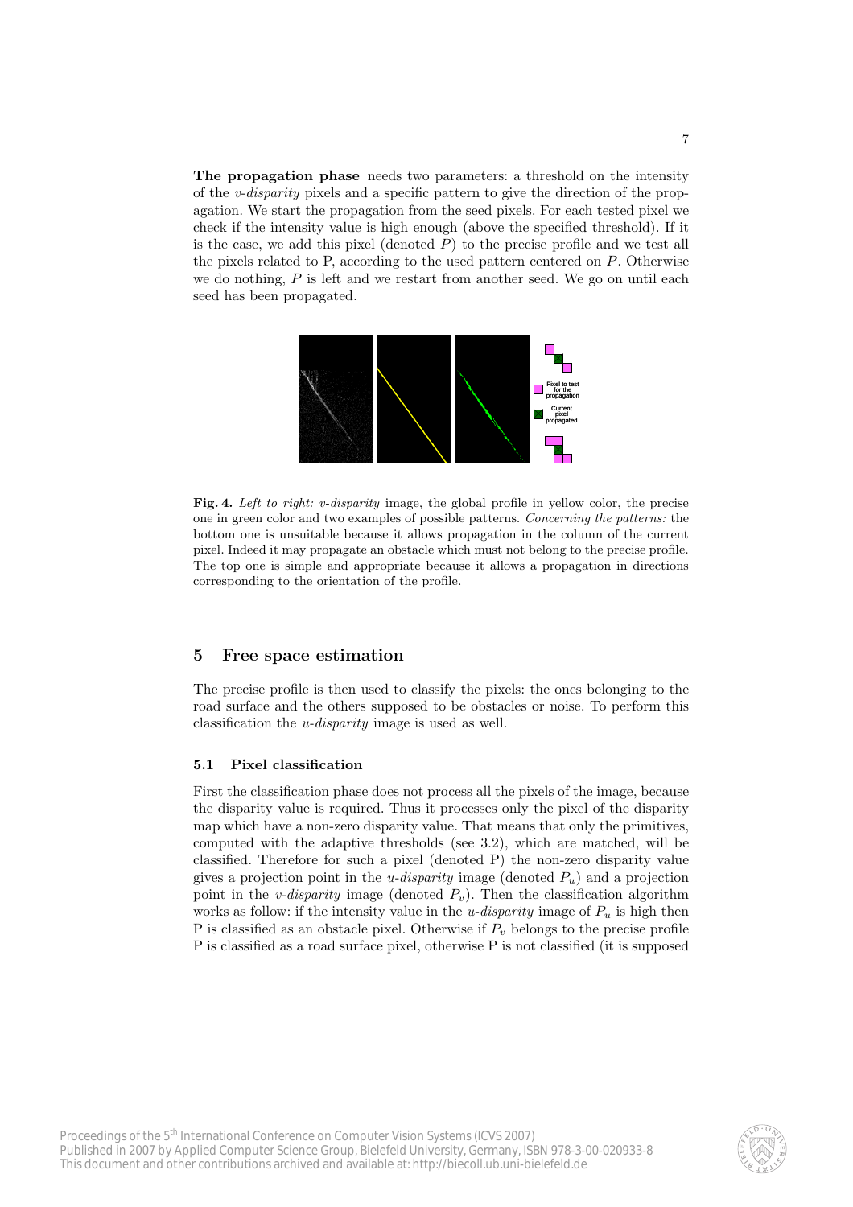**The propagation phase** needs two parameters: a threshold on the intensity of the *v-disparity* pixels and a specific pattern to give the direction of the propagation. We start the propagation from the seed pixels. For each tested pixel we check if the intensity value is high enough (above the specified threshold). If it is the case, we add this pixel (denoted $P$) to the precise profile and we test all the pixels related to P, according to the used pattern centered on $P$. Otherwise we do nothing, $P$ is left and we restart from another seed. We go on until each seed has been propagated.

**Fig. 4.** *Left to right: v-disparity* image, the global profile in yellow color, the precise one in green color and two examples of possible patterns. *Concerning the patterns:* the bottom one is unsuitable because it allows propagation in the column of the current pixel. Indeed it may propagate an obstacle which must not belong to the precise profile. The top one is simple and appropriate because it allows a propagation in directions corresponding to the orientation of the profile.

## 5 Free space estimation

The precise profile is then used to classify the pixels: the ones belonging to the road surface and the others supposed to be obstacles or noise. To perform this classification the *u-disparity* image is used as well.

### 5.1 Pixel classification

First the classification phase does not process all the pixels of the image, because the disparity value is required. Thus it processes only the pixel of the disparity map which have a non-zero disparity value. That means that only the primitives, computed with the adaptive thresholds (see 3.2), which are matched, will be classified. Therefore for such a pixel (denoted P) the non-zero disparity value gives a projection point in the *u-disparity* image (denoted $P_u$) and a projection point in the *v-disparity* image (denoted $P_v$). Then the classification algorithm works as follow: if the intensity value in the *u-disparity* image of $P_u$ is high then P is classified as an obstacle pixel. Otherwise if $P_v$ belongs to the precise profile P is classified as a road surface pixel, otherwise P is not classified (it is supposed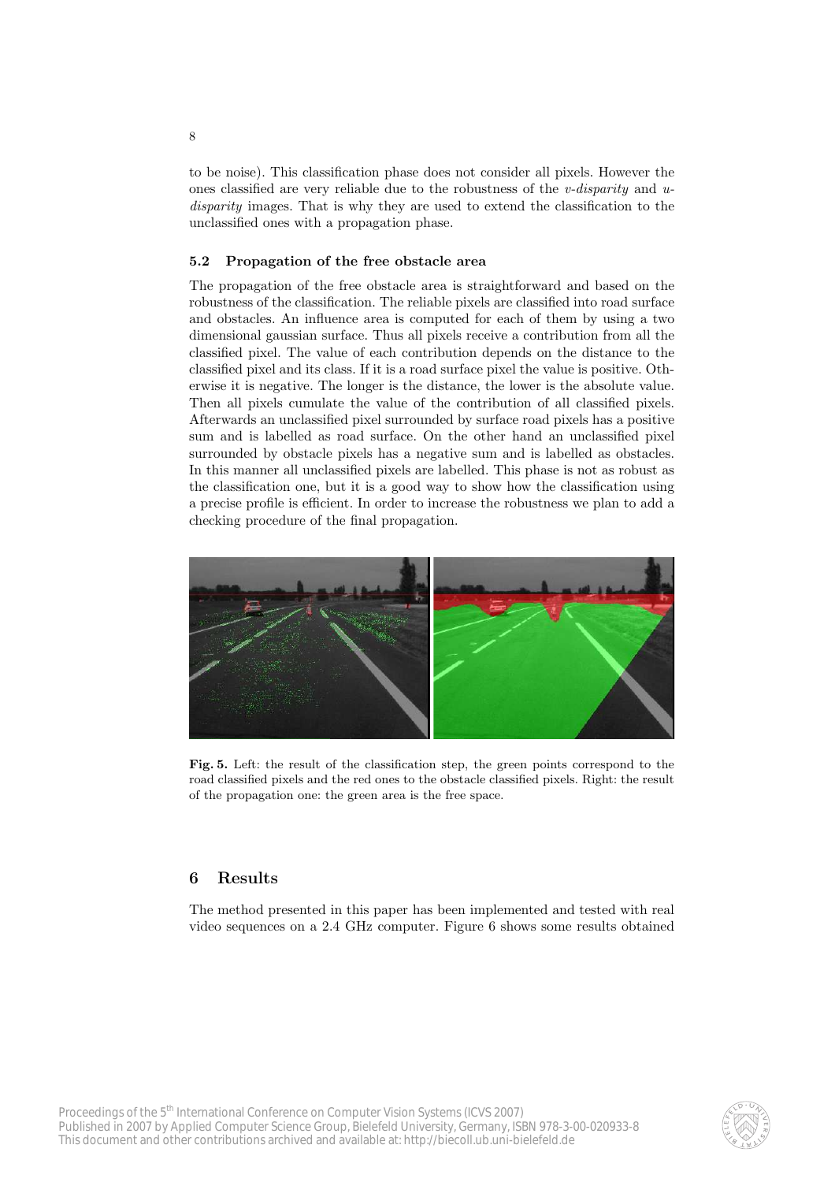to be noise). This classification phase does not consider all pixels. However the ones classified are very reliable due to the robustness of the *v-disparity* and *u-disparity* images. That is why they are used to extend the classification to the unclassified ones with a propagation phase.

### 5.2 Propagation of the free obstacle area

The propagation of the free obstacle area is straightforward and based on the robustness of the classification. The reliable pixels are classified into road surface and obstacles. An influence area is computed for each of them by using a two dimensional gaussian surface. Thus all pixels receive a contribution from all the classified pixel. The value of each contribution depends on the distance to the classified pixel and its class. If it is a road surface pixel the value is positive. Otherwise it is negative. The longer is the distance, the lower is the absolute value. Then all pixels cumulate the value of the contribution of all classified pixels. Afterwards an unclassified pixel surrounded by surface road pixels has a positive sum and is labelled as road surface. On the other hand an unclassified pixel surrounded by obstacle pixels has a negative sum and is labelled as obstacles. In this manner all unclassified pixels are labelled. This phase is not as robust as the classification one, but it is a good way to show how the classification using a precise profile is efficient. In order to increase the robustness we plan to add a checking procedure of the final propagation.

**Fig. 5.** Left: the result of the classification step, the green points correspond to the road classified pixels and the red ones to the obstacle classified pixels. Right: the result of the propagation one: the green area is the free space.

## 6 Results

The method presented in this paper has been implemented and tested with real video sequences on a 2.4 GHz computer. Figure 6 shows some results obtained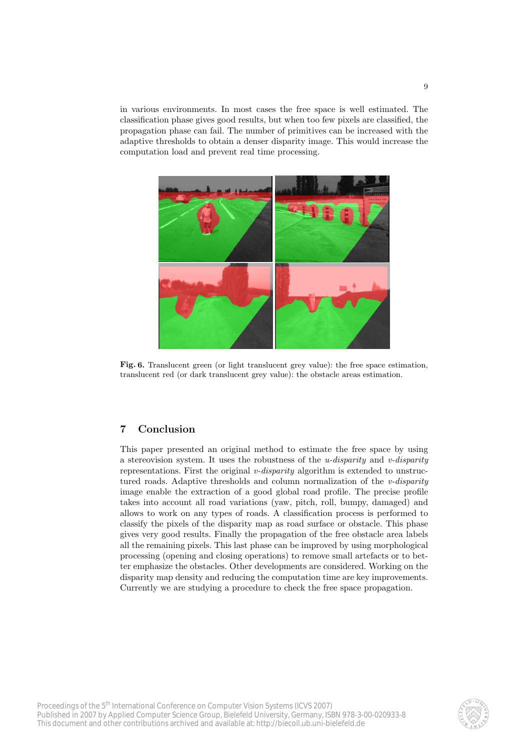in various environments. In most cases the free space is well estimated. The classification phase gives good results, but when too few pixels are classified, the propagation phase can fail. The number of primitives can be increased with the adaptive thresholds to obtain a denser disparity image. This would increase the computation load and prevent real time processing.

**Fig. 6.** Translucent green (or light translucent grey value): the free space estimation, translucent red (or dark translucent grey value): the obstacle areas estimation.

## 7 Conclusion

This paper presented an original method to estimate the free space by using a stereovision system. It uses the robustness of the *u-disparity* and *v-disparity* representations. First the original *v-disparity* algorithm is extended to unstructured roads. Adaptive thresholds and column normalization of the *v-disparity* image enable the extraction of a good global road profile. The precise profile takes into account all road variations (yaw, pitch, roll, bumpy, damaged) and allows to work on any types of roads. A classification process is performed to classify the pixels of the disparity map as road surface or obstacle. This phase gives very good results. Finally the propagation of the free obstacle area labels all the remaining pixels. This last phase can be improved by using morphological processing (opening and closing operations) to remove small artefacts or to better emphasize the obstacles. Other developments are considered. Working on the disparity map density and reducing the computation time are key improvements. Currently we are studying a procedure to check the free space propagation.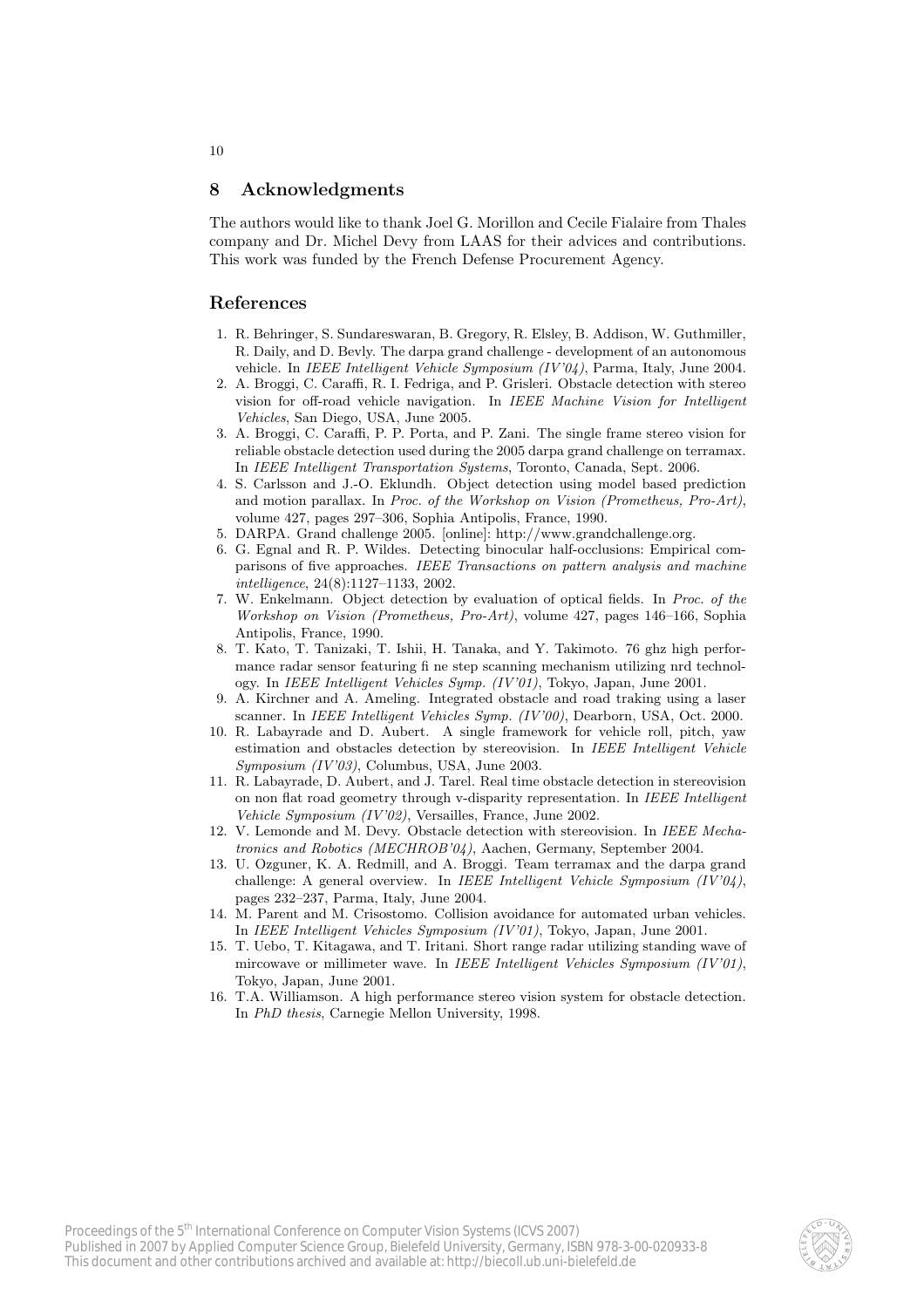## 8 Acknowledgments

The authors would like to thank Joel G. Morillon and Cecile Fialaire from Thales company and Dr. Michel Devy from LAAS for their advices and contributions. This work was funded by the French Defense Procurement Agency.

## References

1. R. Behringer, S. Sundareswaran, B. Gregory, R. Elsley, B. Addison, W. Guthmiller, R. Daily, and D. Bevly. The darpa grand challenge - development of an autonomous vehicle. In *IEEE Intelligent Vehicle Symposium (IV'04)*, Parma, Italy, June 2004.
2. A. Broggi, C. Caraffi, R. I. Fedriga, and P. Grisleri. Obstacle detection with stereo vision for off-road vehicle navigation. In *IEEE Machine Vision for Intelligent Vehicles*, San Diego, USA, June 2005.
3. A. Broggi, C. Caraffi, P. P. Porta, and P. Zani. The single frame stereo vision for reliable obstacle detection used during the 2005 darpa grand challenge on terramax. In *IEEE Intelligent Transportation Systems*, Toronto, Canada, Sept. 2006.
4. S. Carlsson and J.-O. Eklundh. Object detection using model based prediction and motion parallax. In *Proc. of the Workshop on Vision (Prometheus, Pro-Art)*, volume 427, pages 297–306, Sophia Antipolis, France, 1990.
5. DARPA. Grand challenge 2005. [online]: http://www.grandchallenge.org.
6. G. Egnal and R. P. Wildes. Detecting binocular half-occlusions: Empirical comparisons of five approaches. *IEEE Transactions on pattern analysis and machine intelligence*, 24(8):1127–1133, 2002.
7. W. Enkelmann. Object detection by evaluation of optical fields. In *Proc. of the Workshop on Vision (Prometheus, Pro-Art)*, volume 427, pages 146–166, Sophia Antipolis, France, 1990.
8. T. Kato, T. Tanizaki, T. Ishii, H. Tanaka, and Y. Takimoto. 76 ghz high performance radar sensor featuring fi ne step scanning mechanism utilizing nrd technology. In *IEEE Intelligent Vehicles Symp. (IV'01)*, Tokyo, Japan, June 2001.
9. A. Kirchner and A. Ameling. Integrated obstacle and road traking using a laser scanner. In *IEEE Intelligent Vehicles Symp. (IV'00)*, Dearborn, USA, Oct. 2000.
10. R. Labayrade and D. Aubert. A single framework for vehicle roll, pitch, yaw estimation and obstacles detection by stereovision. In *IEEE Intelligent Vehicle Symposium (IV'03)*, Columbus, USA, June 2003.
11. R. Labayrade, D. Aubert, and J. Tarel. Real time obstacle detection in stereovision on non flat road geometry through v-disparity representation. In *IEEE Intelligent Vehicle Symposium (IV'02)*, Versailles, France, June 2002.
12. V. Lemonde and M. Devy. Obstacle detection with stereovision. In *IEEE Mechatronics and Robotics (MECHROB'04)*, Aachen, Germany, September 2004.
13. U. Ozguner, K. A. Redmill, and A. Broggi. Team terramax and the darpa grand challenge: A general overview. In *IEEE Intelligent Vehicle Symposium (IV'04)*, pages 232–237, Parma, Italy, June 2004.
14. M. Parent and M. Crisostomo. Collision avoidance for automated urban vehicles. In *IEEE Intelligent Vehicles Symposium (IV'01)*, Tokyo, Japan, June 2001.
15. T. Uebo, T. Kitagawa, and T. Iritani. Short range radar utilizing standing wave of mircowave or millimeter wave. In *IEEE Intelligent Vehicles Symposium (IV'01)*, Tokyo, Japan, June 2001.
16. T.A. Williamson. A high performance stereo vision system for obstacle detection. In *PhD thesis*, Carnegie Mellon University, 1998.